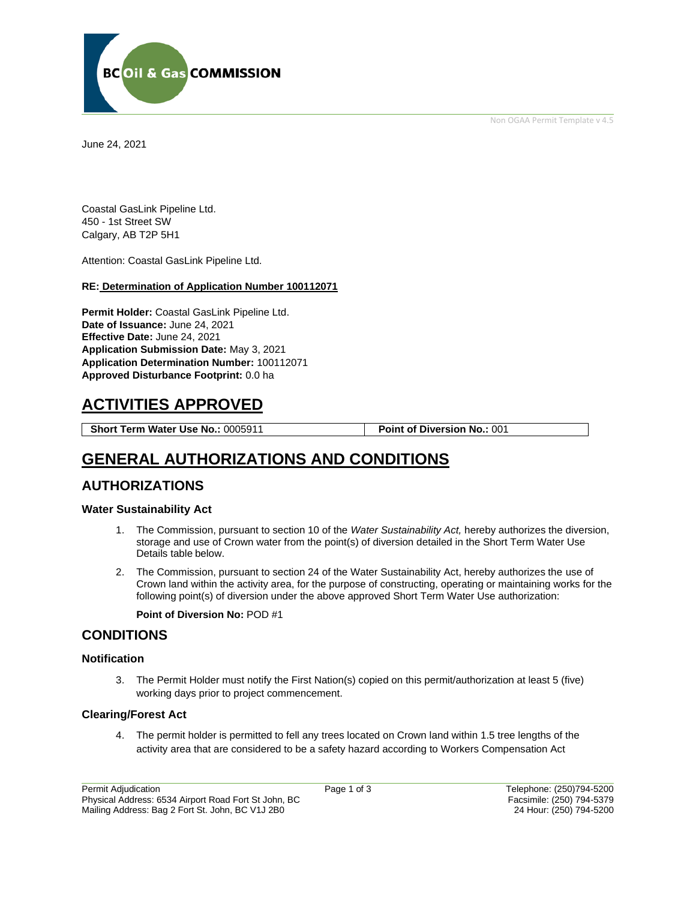Non OGAA Permit Template v 4.5

June 24, 2021

Coastal GasLink Pipeline Ltd.
450 - 1st Street SW
Calgary, AB T2P 5H1

Attention: Coastal GasLink Pipeline Ltd.

**RE: Determination of Application Number 100112071**

**Permit Holder:** Coastal GasLink Pipeline Ltd.
**Date of Issuance:** June 24, 2021
**Effective Date:** June 24, 2021
**Application Submission Date:** May 3, 2021
**Application Determination Number:** 100112071
**Approved Disturbance Footprint:** 0.0 ha

# ACTIVITIES APPROVED

| **Short Term Water Use No.:** 0005911 | **Point of Diversion No.:** 001 |
|---|---|

# GENERAL AUTHORIZATIONS AND CONDITIONS

## AUTHORIZATIONS

### Water Sustainability Act

1. The Commission, pursuant to section 10 of the *Water Sustainability Act,* hereby authorizes the diversion, storage and use of Crown water from the point(s) of diversion detailed in the Short Term Water Use Details table below.
2. The Commission, pursuant to section 24 of the Water Sustainability Act, hereby authorizes the use of Crown land within the activity area, for the purpose of constructing, operating or maintaining works for the following point(s) of diversion under the above approved Short Term Water Use authorization:

   **Point of Diversion No:** POD #1

## CONDITIONS

### Notification

3. The Permit Holder must notify the First Nation(s) copied on this permit/authorization at least 5 (five) working days prior to project commencement.

### Clearing/Forest Act

4. The permit holder is permitted to fell any trees located on Crown land within 1.5 tree lengths of the activity area that are considered to be a safety hazard according to Workers Compensation Act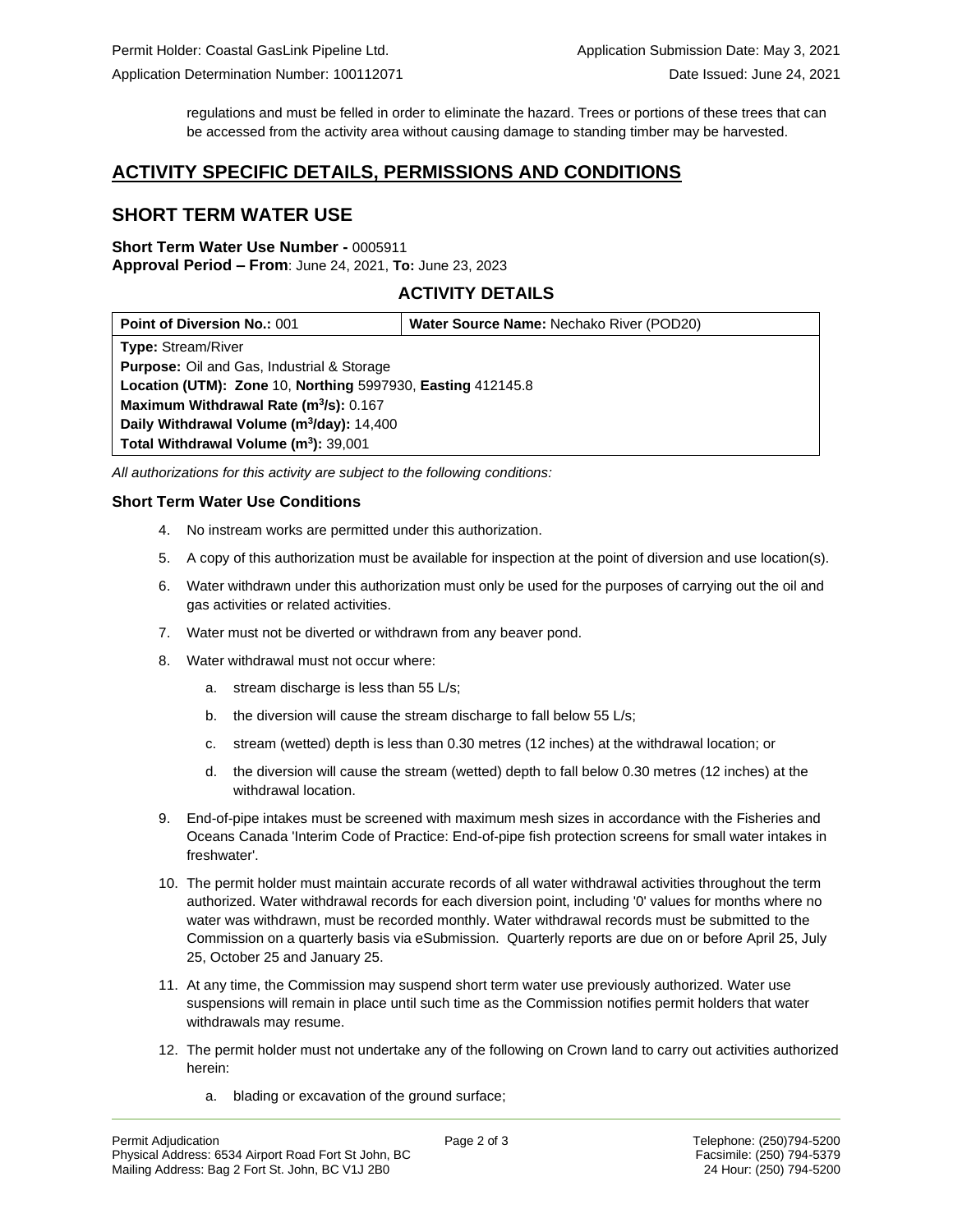regulations and must be felled in order to eliminate the hazard. Trees or portions of these trees that can be accessed from the activity area without causing damage to standing timber may be harvested.

# ACTIVITY SPECIFIC DETAILS, PERMISSIONS AND CONDITIONS

## SHORT TERM WATER USE

**Short Term Water Use Number -** 0005911
**Approval Period – From**: June 24, 2021, **To:** June 23, 2023

### ACTIVITY DETAILS

| **Point of Diversion No.:** 001 | **Water Source Name:** Nechako River (POD20) |
|---|---|
| **Type:** Stream/River | |
| **Purpose:** Oil and Gas, Industrial & Storage | |
| **Location (UTM): Zone** 10, **Northing** 5997930, **Easting** 412145.8 | |
| **Maximum Withdrawal Rate ($m^3/s$):** 0.167 | |
| **Daily Withdrawal Volume ($m^3/day$):** 14,400 | |
| **Total Withdrawal Volume ($m^3$):** 39,001 | |

*All authorizations for this activity are subject to the following conditions:*

### Short Term Water Use Conditions

4. No instream works are permitted under this authorization.
5. A copy of this authorization must be available for inspection at the point of diversion and use location(s).
6. Water withdrawn under this authorization must only be used for the purposes of carrying out the oil and gas activities or related activities.
7. Water must not be diverted or withdrawn from any beaver pond.
8. Water withdrawal must not occur where:
   a. stream discharge is less than 55 L/s;
   b. the diversion will cause the stream discharge to fall below 55 L/s;
   c. stream (wetted) depth is less than 0.30 metres (12 inches) at the withdrawal location; or
   d. the diversion will cause the stream (wetted) depth to fall below 0.30 metres (12 inches) at the withdrawal location.
9. End-of-pipe intakes must be screened with maximum mesh sizes in accordance with the Fisheries and Oceans Canada 'Interim Code of Practice: End-of-pipe fish protection screens for small water intakes in freshwater'.
10. The permit holder must maintain accurate records of all water withdrawal activities throughout the term authorized. Water withdrawal records for each diversion point, including '0' values for months where no water was withdrawn, must be recorded monthly. Water withdrawal records must be submitted to the Commission on a quarterly basis via eSubmission. Quarterly reports are due on or before April 25, July 25, October 25 and January 25.
11. At any time, the Commission may suspend short term water use previously authorized. Water use suspensions will remain in place until such time as the Commission notifies permit holders that water withdrawals may resume.
12. The permit holder must not undertake any of the following on Crown land to carry out activities authorized herein:
    a. blading or excavation of the ground surface;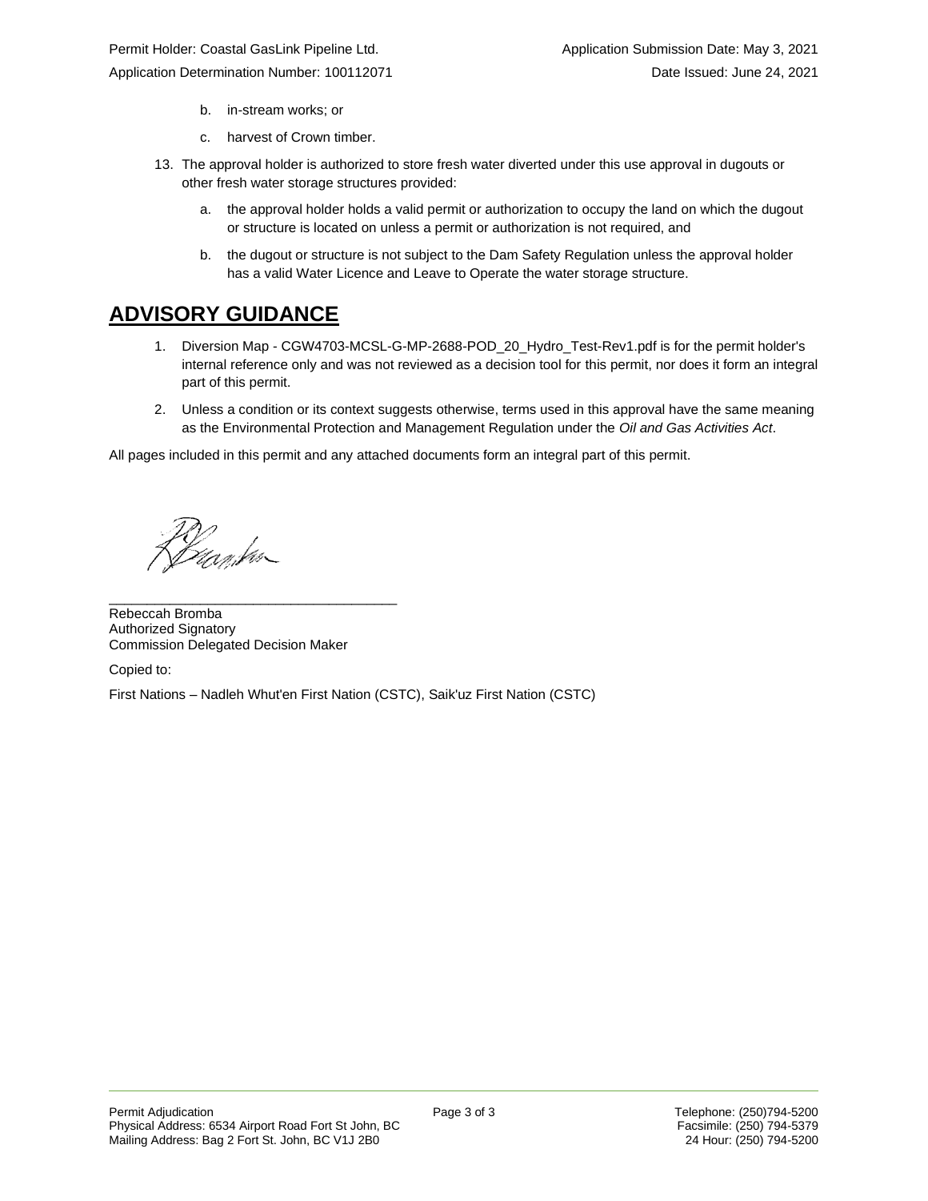b. in-stream works; or

c. harvest of Crown timber.

13. The approval holder is authorized to store fresh water diverted under this use approval in dugouts or other fresh water storage structures provided:

    a. the approval holder holds a valid permit or authorization to occupy the land on which the dugout or structure is located on unless a permit or authorization is not required, and

    b. the dugout or structure is not subject to the Dam Safety Regulation unless the approval holder has a valid Water Licence and Leave to Operate the water storage structure.

## ADVISORY GUIDANCE

1. Diversion Map - CGW4703-MCSL-G-MP-2688-POD_20_Hydro_Test-Rev1.pdf is for the permit holder's internal reference only and was not reviewed as a decision tool for this permit, nor does it form an integral part of this permit.
2. Unless a condition or its context suggests otherwise, terms used in this approval have the same meaning as the Environmental Protection and Management Regulation under the *Oil and Gas Activities Act*.

All pages included in this permit and any attached documents form an integral part of this permit.

_______________________________________

Rebeccah Bromba
Authorized Signatory
Commission Delegated Decision Maker

Copied to:

First Nations – Nadleh Whut'en First Nation (CSTC), Saik'uz First Nation (CSTC)